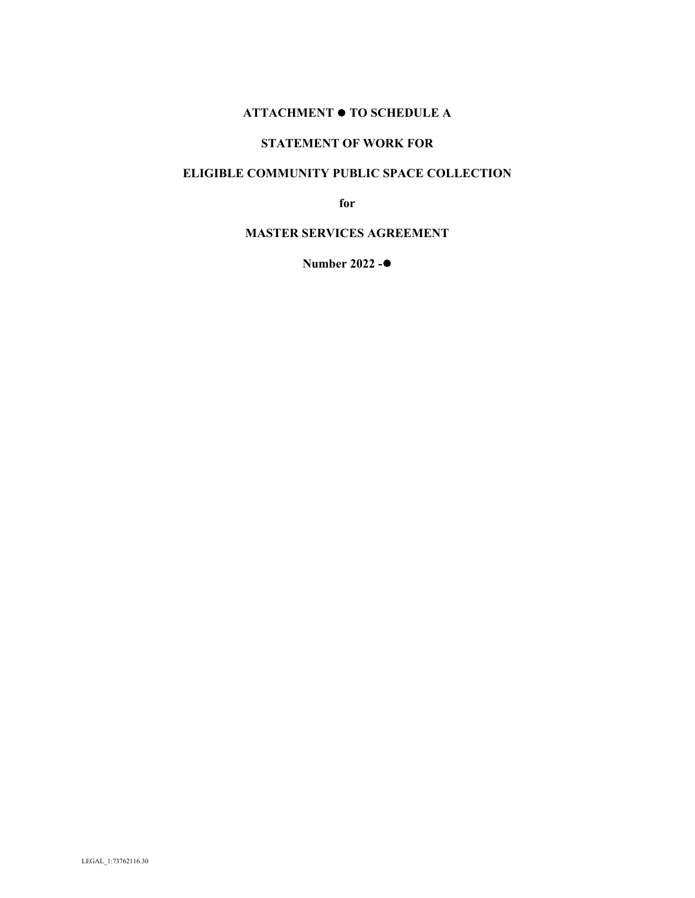**ATTACHMENT ● TO SCHEDULE A**

**STATEMENT OF WORK FOR**

**ELIGIBLE COMMUNITY PUBLIC SPACE COLLECTION**

**for**

**MASTER SERVICES AGREEMENT**

**Number 2022 -●**

LEGAL_1:73762116.30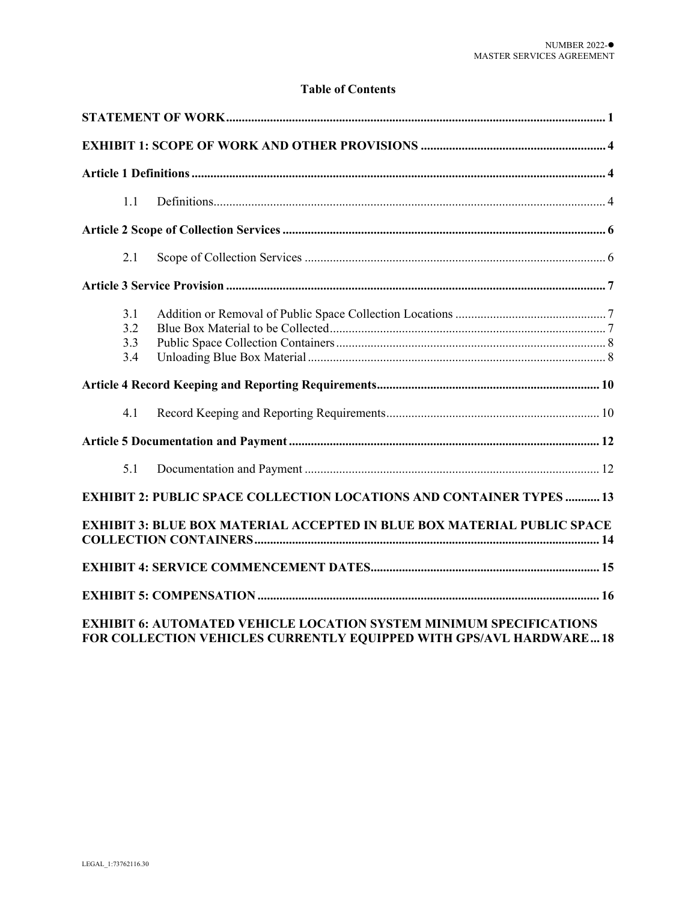## Table of Contents

**STATEMENT OF WORK** ..... 1

**EXHIBIT 1: SCOPE OF WORK AND OTHER PROVISIONS** ..... 4

**Article 1 Definitions** ..... 4

- 1.1 Definitions ..... 4

**Article 2 Scope of Collection Services** ..... 6

- 2.1 Scope of Collection Services ..... 6

**Article 3 Service Provision** ..... 7

- 3.1 Addition or Removal of Public Space Collection Locations ..... 7
- 3.2 Blue Box Material to be Collected ..... 7
- 3.3 Public Space Collection Containers ..... 8
- 3.4 Unloading Blue Box Material ..... 8

**Article 4 Record Keeping and Reporting Requirements** ..... 10

- 4.1 Record Keeping and Reporting Requirements ..... 10

**Article 5 Documentation and Payment** ..... 12

- 5.1 Documentation and Payment ..... 12

**EXHIBIT 2: PUBLIC SPACE COLLECTION LOCATIONS AND CONTAINER TYPES** ..... 13

**EXHIBIT 3: BLUE BOX MATERIAL ACCEPTED IN BLUE BOX MATERIAL PUBLIC SPACE COLLECTION CONTAINERS** ..... 14

**EXHIBIT 4: SERVICE COMMENCEMENT DATES** ..... 15

**EXHIBIT 5: COMPENSATION** ..... 16

**EXHIBIT 6: AUTOMATED VEHICLE LOCATION SYSTEM MINIMUM SPECIFICATIONS FOR COLLECTION VEHICLES CURRENTLY EQUIPPED WITH GPS/AVL HARDWARE** ..... 18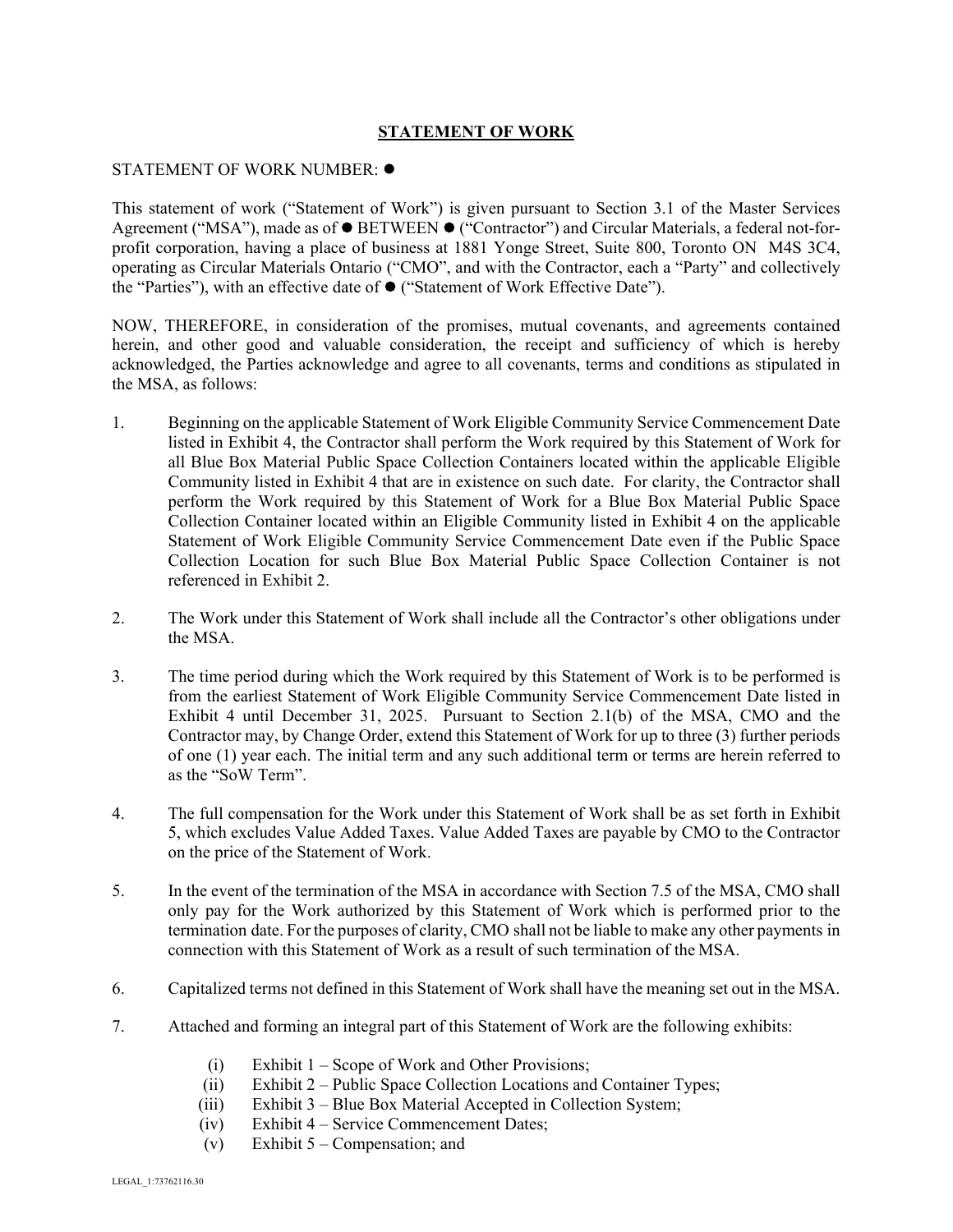# STATEMENT OF WORK

STATEMENT OF WORK NUMBER: ●

This statement of work ("Statement of Work") is given pursuant to Section 3.1 of the Master Services Agreement ("MSA"), made as of ● BETWEEN ● ("Contractor") and Circular Materials, a federal not-for-profit corporation, having a place of business at 1881 Yonge Street, Suite 800, Toronto ON M4S 3C4, operating as Circular Materials Ontario ("CMO", and with the Contractor, each a "Party" and collectively the "Parties"), with an effective date of ● ("Statement of Work Effective Date").

NOW, THEREFORE, in consideration of the promises, mutual covenants, and agreements contained herein, and other good and valuable consideration, the receipt and sufficiency of which is hereby acknowledged, the Parties acknowledge and agree to all covenants, terms and conditions as stipulated in the MSA, as follows:

1. Beginning on the applicable Statement of Work Eligible Community Service Commencement Date listed in Exhibit 4, the Contractor shall perform the Work required by this Statement of Work for all Blue Box Material Public Space Collection Containers located within the applicable Eligible Community listed in Exhibit 4 that are in existence on such date. For clarity, the Contractor shall perform the Work required by this Statement of Work for a Blue Box Material Public Space Collection Container located within an Eligible Community listed in Exhibit 4 on the applicable Statement of Work Eligible Community Service Commencement Date even if the Public Space Collection Location for such Blue Box Material Public Space Collection Container is not referenced in Exhibit 2.

2. The Work under this Statement of Work shall include all the Contractor's other obligations under the MSA.

3. The time period during which the Work required by this Statement of Work is to be performed is from the earliest Statement of Work Eligible Community Service Commencement Date listed in Exhibit 4 until December 31, 2025. Pursuant to Section 2.1(b) of the MSA, CMO and the Contractor may, by Change Order, extend this Statement of Work for up to three (3) further periods of one (1) year each. The initial term and any such additional term or terms are herein referred to as the "SoW Term".

4. The full compensation for the Work under this Statement of Work shall be as set forth in Exhibit 5, which excludes Value Added Taxes. Value Added Taxes are payable by CMO to the Contractor on the price of the Statement of Work.

5. In the event of the termination of the MSA in accordance with Section 7.5 of the MSA, CMO shall only pay for the Work authorized by this Statement of Work which is performed prior to the termination date. For the purposes of clarity, CMO shall not be liable to make any other payments in connection with this Statement of Work as a result of such termination of the MSA.

6. Capitalized terms not defined in this Statement of Work shall have the meaning set out in the MSA.

7. Attached and forming an integral part of this Statement of Work are the following exhibits:

   (i) Exhibit 1 – Scope of Work and Other Provisions;
   (ii) Exhibit 2 – Public Space Collection Locations and Container Types;
   (iii) Exhibit 3 – Blue Box Material Accepted in Collection System;
   (iv) Exhibit 4 – Service Commencement Dates;
   (v) Exhibit 5 – Compensation; and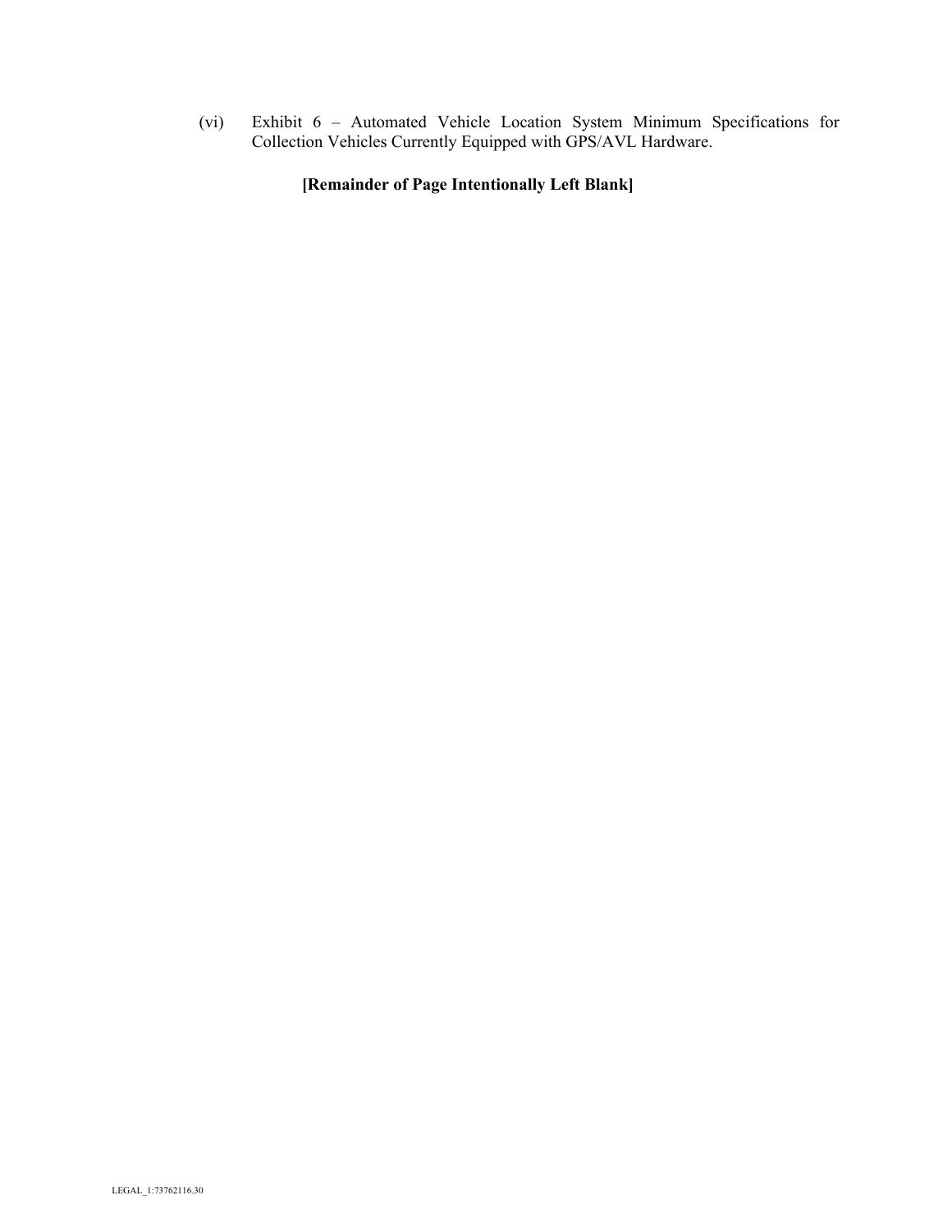(vi) Exhibit 6 – Automated Vehicle Location System Minimum Specifications for Collection Vehicles Currently Equipped with GPS/AVL Hardware.

**[Remainder of Page Intentionally Left Blank]**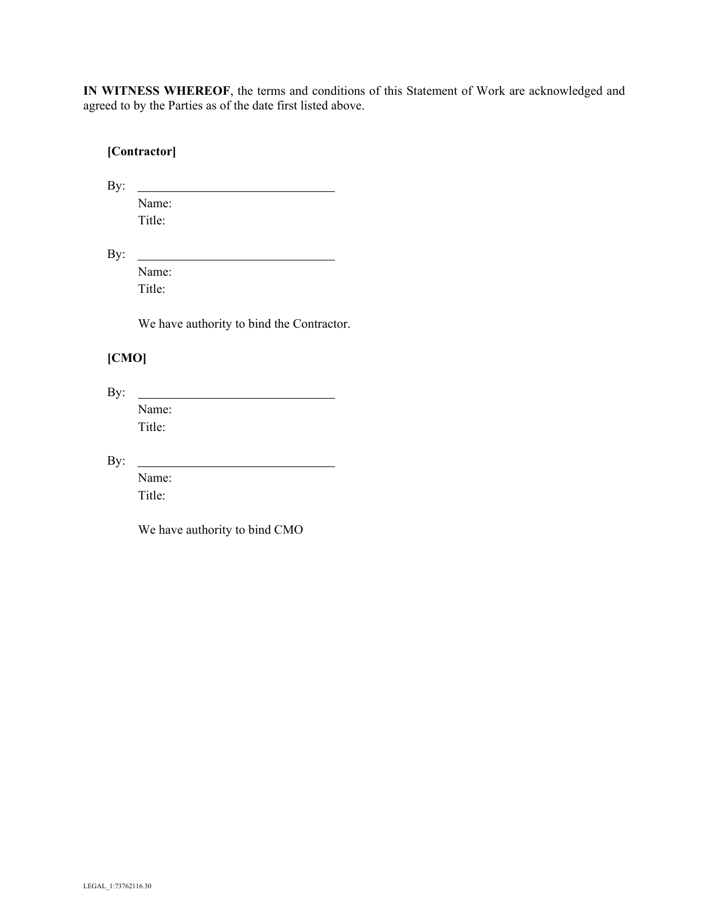**IN WITNESS WHEREOF**, the terms and conditions of this Statement of Work are acknowledged and agreed to by the Parties as of the date first listed above.

**[Contractor]**

By: ______________________________
Name:
Title:

By: ______________________________
Name:
Title:

We have authority to bind the Contractor.

**[CMO]**

By: ______________________________
Name:
Title:

By: ______________________________
Name:
Title:

We have authority to bind CMO

LEGAL_1:73762116.30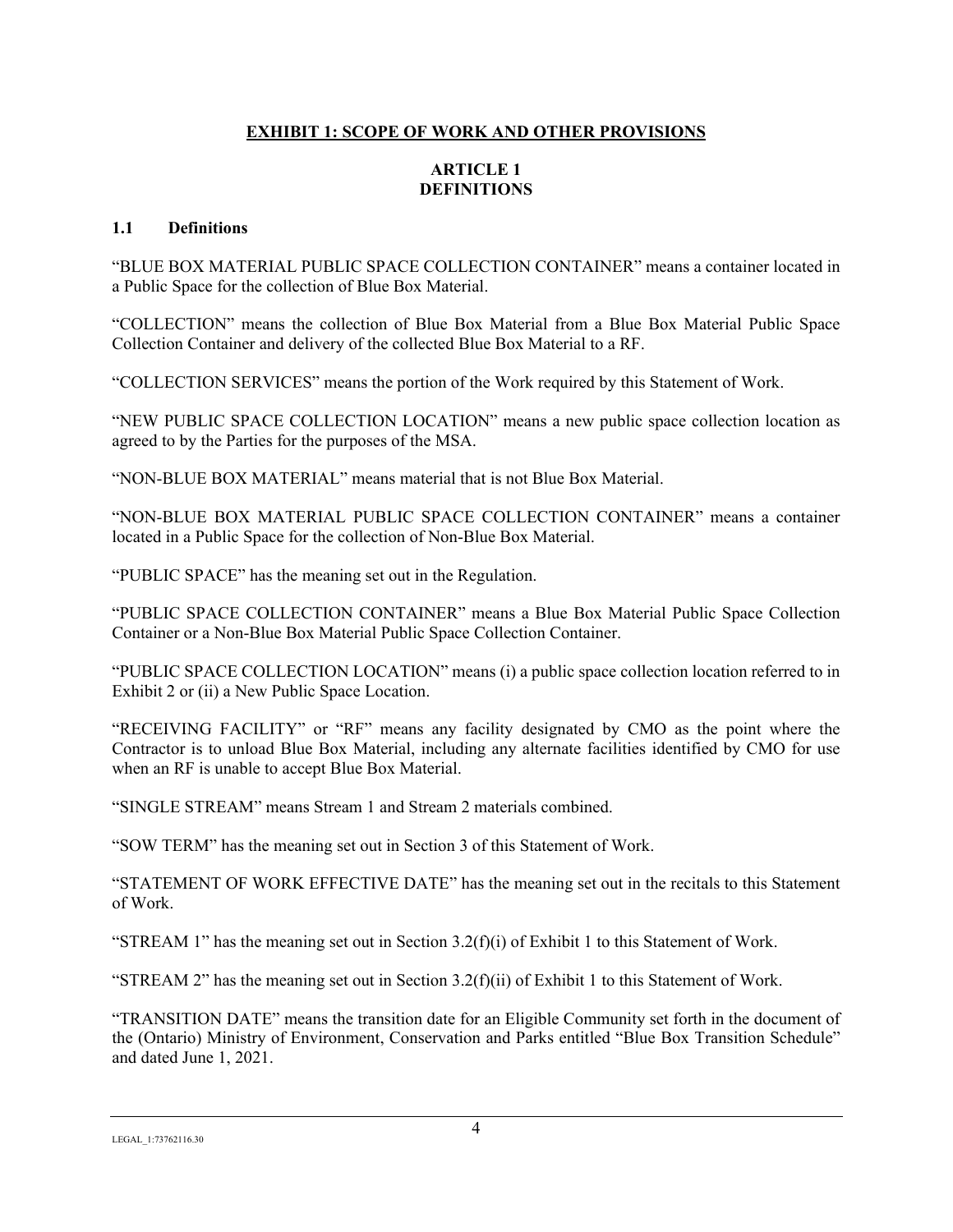# EXHIBIT 1: SCOPE OF WORK AND OTHER PROVISIONS

## ARTICLE 1
## DEFINITIONS

### 1.1 Definitions

"BLUE BOX MATERIAL PUBLIC SPACE COLLECTION CONTAINER" means a container located in a Public Space for the collection of Blue Box Material.

"COLLECTION" means the collection of Blue Box Material from a Blue Box Material Public Space Collection Container and delivery of the collected Blue Box Material to a RF.

"COLLECTION SERVICES" means the portion of the Work required by this Statement of Work.

"NEW PUBLIC SPACE COLLECTION LOCATION" means a new public space collection location as agreed to by the Parties for the purposes of the MSA.

"NON-BLUE BOX MATERIAL" means material that is not Blue Box Material.

"NON-BLUE BOX MATERIAL PUBLIC SPACE COLLECTION CONTAINER" means a container located in a Public Space for the collection of Non-Blue Box Material.

"PUBLIC SPACE" has the meaning set out in the Regulation.

"PUBLIC SPACE COLLECTION CONTAINER" means a Blue Box Material Public Space Collection Container or a Non-Blue Box Material Public Space Collection Container.

"PUBLIC SPACE COLLECTION LOCATION" means (i) a public space collection location referred to in Exhibit 2 or (ii) a New Public Space Location.

"RECEIVING FACILITY" or "RF" means any facility designated by CMO as the point where the Contractor is to unload Blue Box Material, including any alternate facilities identified by CMO for use when an RF is unable to accept Blue Box Material.

"SINGLE STREAM" means Stream 1 and Stream 2 materials combined.

"SOW TERM" has the meaning set out in Section 3 of this Statement of Work.

"STATEMENT OF WORK EFFECTIVE DATE" has the meaning set out in the recitals to this Statement of Work.

"STREAM 1" has the meaning set out in Section 3.2(f)(i) of Exhibit 1 to this Statement of Work.

"STREAM 2" has the meaning set out in Section 3.2(f)(ii) of Exhibit 1 to this Statement of Work.

"TRANSITION DATE" means the transition date for an Eligible Community set forth in the document of the (Ontario) Ministry of Environment, Conservation and Parks entitled "Blue Box Transition Schedule" and dated June 1, 2021.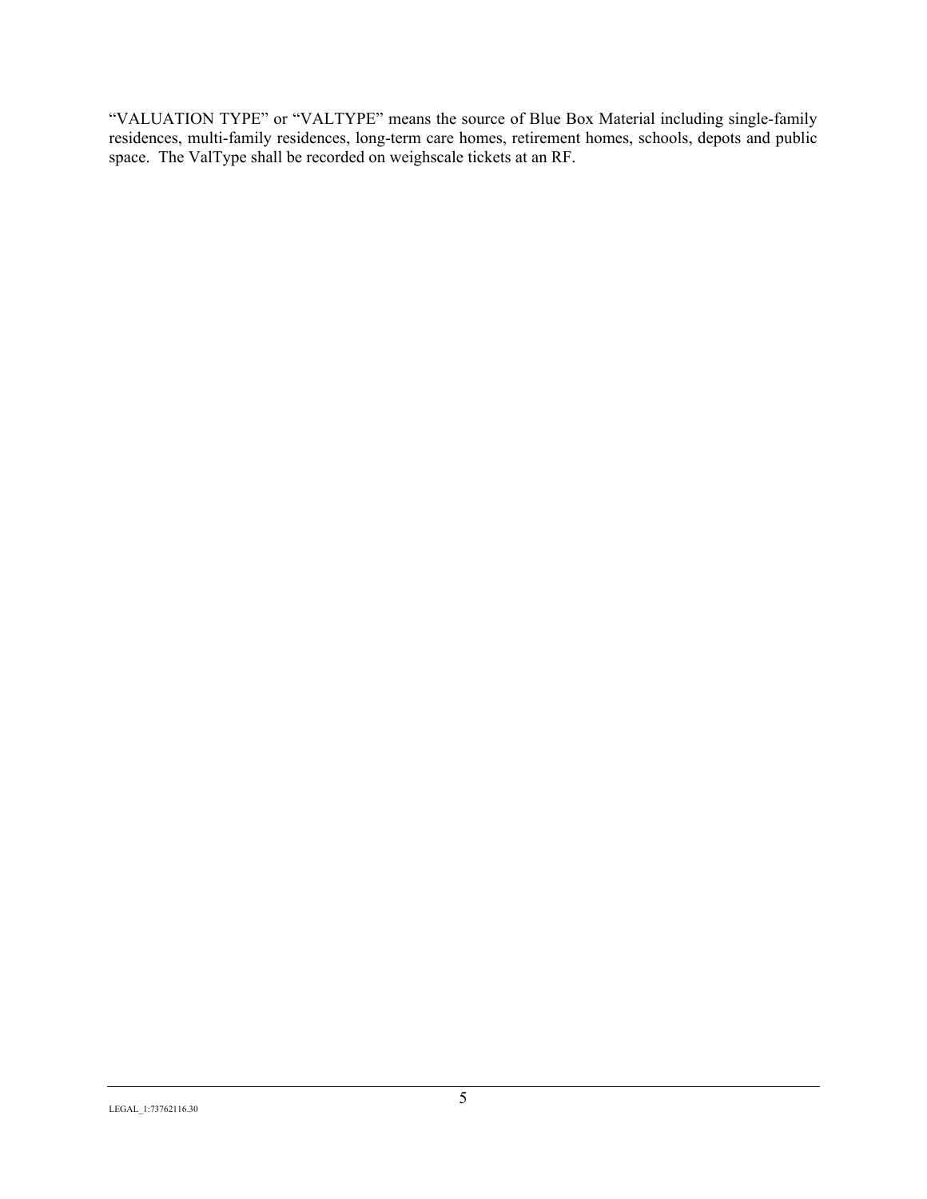"VALUATION TYPE" or "VALTYPE" means the source of Blue Box Material including single-family residences, multi-family residences, long-term care homes, retirement homes, schools, depots and public space. The ValType shall be recorded on weighscale tickets at an RF.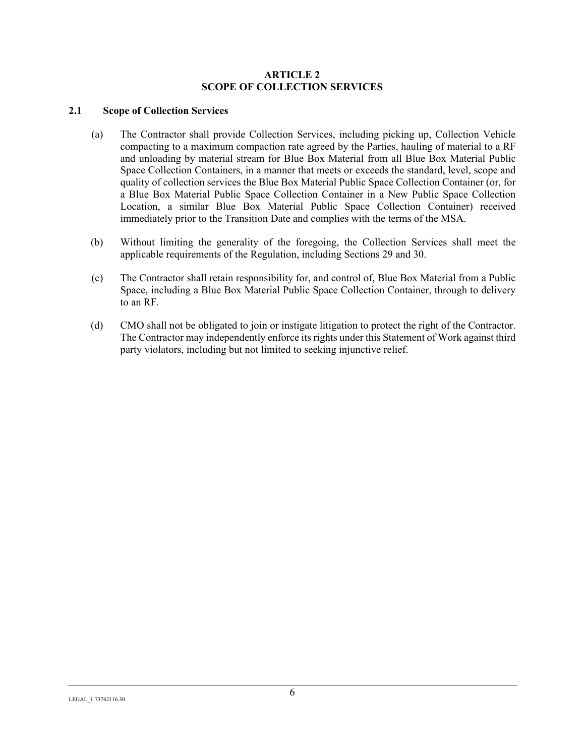# ARTICLE 2
# SCOPE OF COLLECTION SERVICES

## 2.1 Scope of Collection Services

(a) The Contractor shall provide Collection Services, including picking up, Collection Vehicle compacting to a maximum compaction rate agreed by the Parties, hauling of material to a RF and unloading by material stream for Blue Box Material from all Blue Box Material Public Space Collection Containers, in a manner that meets or exceeds the standard, level, scope and quality of collection services the Blue Box Material Public Space Collection Container (or, for a Blue Box Material Public Space Collection Container in a New Public Space Collection Location, a similar Blue Box Material Public Space Collection Container) received immediately prior to the Transition Date and complies with the terms of the MSA.

(b) Without limiting the generality of the foregoing, the Collection Services shall meet the applicable requirements of the Regulation, including Sections 29 and 30.

(c) The Contractor shall retain responsibility for, and control of, Blue Box Material from a Public Space, including a Blue Box Material Public Space Collection Container, through to delivery to an RF.

(d) CMO shall not be obligated to join or instigate litigation to protect the right of the Contractor. The Contractor may independently enforce its rights under this Statement of Work against third party violators, including but not limited to seeking injunctive relief.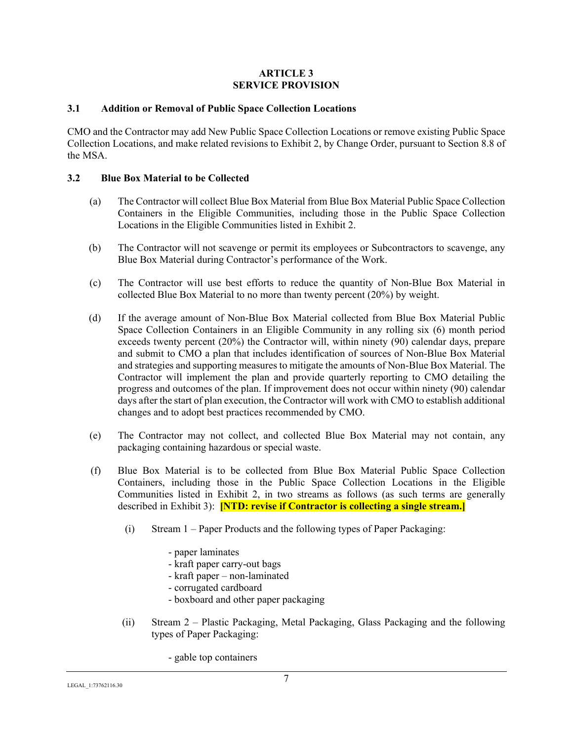# ARTICLE 3
# SERVICE PROVISION

## 3.1 Addition or Removal of Public Space Collection Locations

CMO and the Contractor may add New Public Space Collection Locations or remove existing Public Space Collection Locations, and make related revisions to Exhibit 2, by Change Order, pursuant to Section 8.8 of the MSA.

## 3.2 Blue Box Material to be Collected

(a) The Contractor will collect Blue Box Material from Blue Box Material Public Space Collection Containers in the Eligible Communities, including those in the Public Space Collection Locations in the Eligible Communities listed in Exhibit 2.

(b) The Contractor will not scavenge or permit its employees or Subcontractors to scavenge, any Blue Box Material during Contractor's performance of the Work.

(c) The Contractor will use best efforts to reduce the quantity of Non-Blue Box Material in collected Blue Box Material to no more than twenty percent (20%) by weight.

(d) If the average amount of Non-Blue Box Material collected from Blue Box Material Public Space Collection Containers in an Eligible Community in any rolling six (6) month period exceeds twenty percent (20%) the Contractor will, within ninety (90) calendar days, prepare and submit to CMO a plan that includes identification of sources of Non-Blue Box Material and strategies and supporting measures to mitigate the amounts of Non-Blue Box Material. The Contractor will implement the plan and provide quarterly reporting to CMO detailing the progress and outcomes of the plan. If improvement does not occur within ninety (90) calendar days after the start of plan execution, the Contractor will work with CMO to establish additional changes and to adopt best practices recommended by CMO.

(e) The Contractor may not collect, and collected Blue Box Material may not contain, any packaging containing hazardous or special waste.

(f) Blue Box Material is to be collected from Blue Box Material Public Space Collection Containers, including those in the Public Space Collection Locations in the Eligible Communities listed in Exhibit 2, in two streams as follows (as such terms are generally described in Exhibit 3): **[NTD: revise if Contractor is collecting a single stream.]**

(i) Stream 1 – Paper Products and the following types of Paper Packaging:

- paper laminates
- kraft paper carry-out bags
- kraft paper – non-laminated
- corrugated cardboard
- boxboard and other paper packaging

(ii) Stream 2 – Plastic Packaging, Metal Packaging, Glass Packaging and the following types of Paper Packaging:

- gable top containers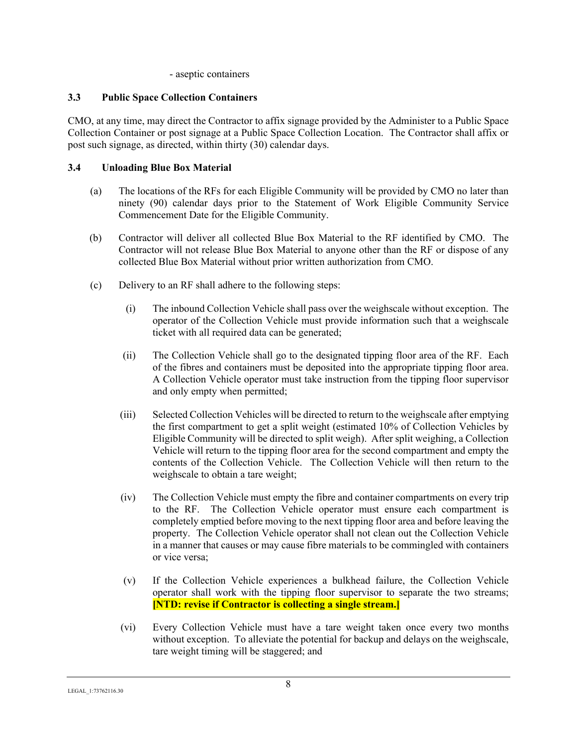- aseptic containers

### 3.3 Public Space Collection Containers

CMO, at any time, may direct the Contractor to affix signage provided by the Administer to a Public Space Collection Container or post signage at a Public Space Collection Location. The Contractor shall affix or post such signage, as directed, within thirty (30) calendar days.

### 3.4 Unloading Blue Box Material

(a) The locations of the RFs for each Eligible Community will be provided by CMO no later than ninety (90) calendar days prior to the Statement of Work Eligible Community Service Commencement Date for the Eligible Community.

(b) Contractor will deliver all collected Blue Box Material to the RF identified by CMO. The Contractor will not release Blue Box Material to anyone other than the RF or dispose of any collected Blue Box Material without prior written authorization from CMO.

(c) Delivery to an RF shall adhere to the following steps:

(i) The inbound Collection Vehicle shall pass over the weighscale without exception. The operator of the Collection Vehicle must provide information such that a weighscale ticket with all required data can be generated;

(ii) The Collection Vehicle shall go to the designated tipping floor area of the RF. Each of the fibres and containers must be deposited into the appropriate tipping floor area. A Collection Vehicle operator must take instruction from the tipping floor supervisor and only empty when permitted;

(iii) Selected Collection Vehicles will be directed to return to the weighscale after emptying the first compartment to get a split weight (estimated 10% of Collection Vehicles by Eligible Community will be directed to split weigh). After split weighing, a Collection Vehicle will return to the tipping floor area for the second compartment and empty the contents of the Collection Vehicle. The Collection Vehicle will then return to the weighscale to obtain a tare weight;

(iv) The Collection Vehicle must empty the fibre and container compartments on every trip to the RF. The Collection Vehicle operator must ensure each compartment is completely emptied before moving to the next tipping floor area and before leaving the property. The Collection Vehicle operator shall not clean out the Collection Vehicle in a manner that causes or may cause fibre materials to be commingled with containers or vice versa;

(v) If the Collection Vehicle experiences a bulkhead failure, the Collection Vehicle operator shall work with the tipping floor supervisor to separate the two streams; **[NTD: revise if Contractor is collecting a single stream.]**

(vi) Every Collection Vehicle must have a tare weight taken once every two months without exception. To alleviate the potential for backup and delays on the weighscale, tare weight timing will be staggered; and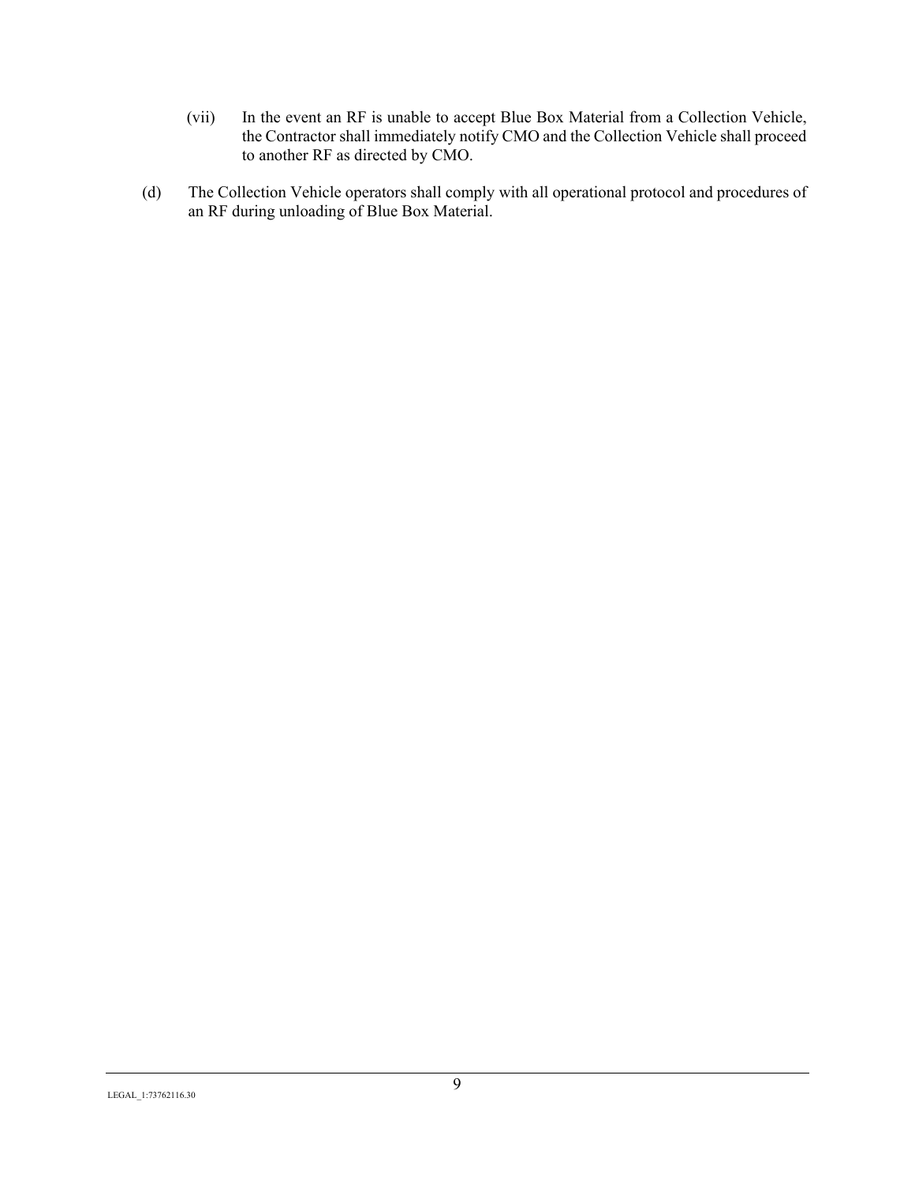(vii) In the event an RF is unable to accept Blue Box Material from a Collection Vehicle, the Contractor shall immediately notify CMO and the Collection Vehicle shall proceed to another RF as directed by CMO.

(d) The Collection Vehicle operators shall comply with all operational protocol and procedures of an RF during unloading of Blue Box Material.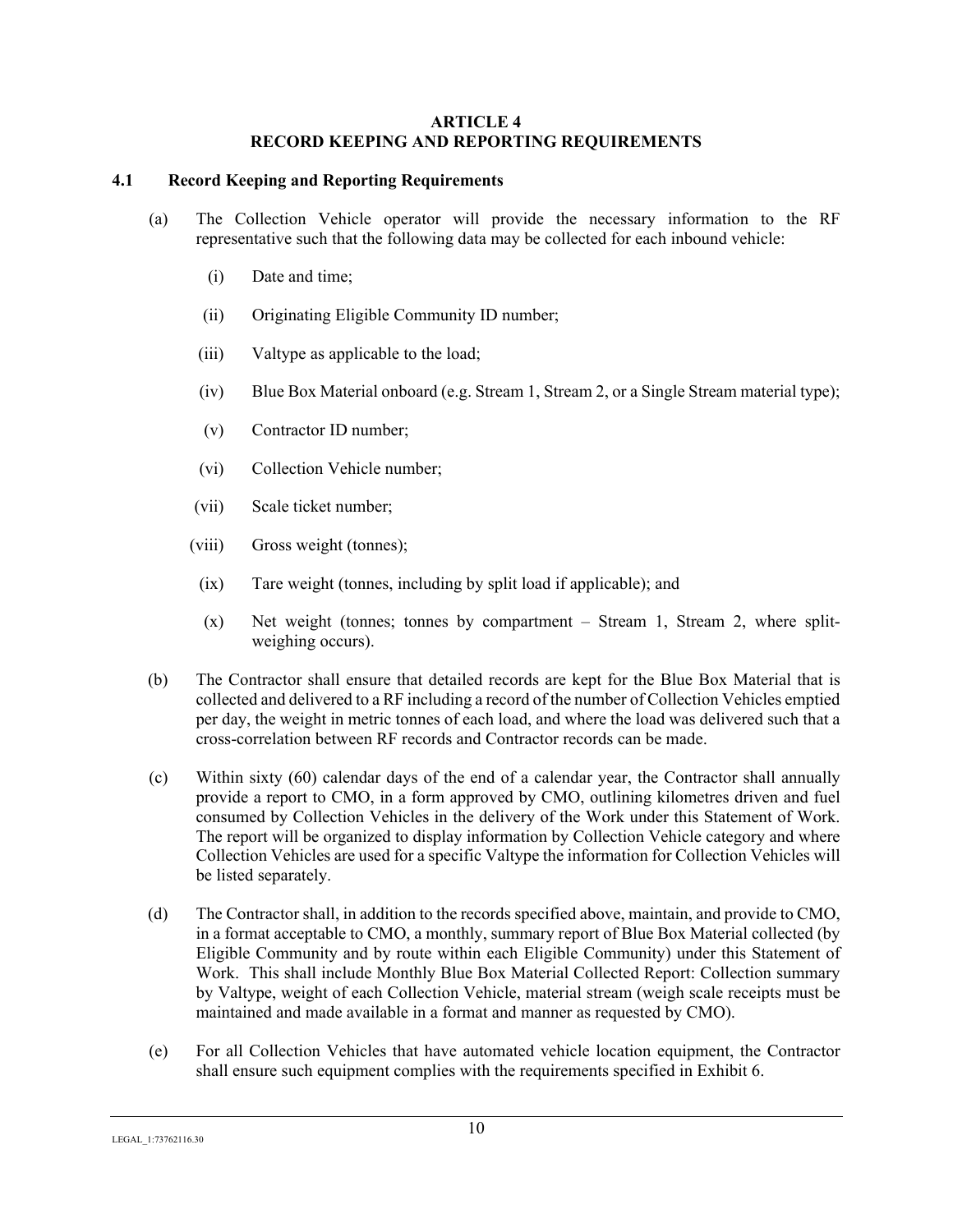# ARTICLE 4
# RECORD KEEPING AND REPORTING REQUIREMENTS

## 4.1 Record Keeping and Reporting Requirements

(a) The Collection Vehicle operator will provide the necessary information to the RF representative such that the following data may be collected for each inbound vehicle:

(i) Date and time;

(ii) Originating Eligible Community ID number;

(iii) Valtype as applicable to the load;

(iv) Blue Box Material onboard (e.g. Stream 1, Stream 2, or a Single Stream material type);

(v) Contractor ID number;

(vi) Collection Vehicle number;

(vii) Scale ticket number;

(viii) Gross weight (tonnes);

(ix) Tare weight (tonnes, including by split load if applicable); and

(x) Net weight (tonnes; tonnes by compartment – Stream 1, Stream 2, where split-weighing occurs).

(b) The Contractor shall ensure that detailed records are kept for the Blue Box Material that is collected and delivered to a RF including a record of the number of Collection Vehicles emptied per day, the weight in metric tonnes of each load, and where the load was delivered such that a cross-correlation between RF records and Contractor records can be made.

(c) Within sixty (60) calendar days of the end of a calendar year, the Contractor shall annually provide a report to CMO, in a form approved by CMO, outlining kilometres driven and fuel consumed by Collection Vehicles in the delivery of the Work under this Statement of Work. The report will be organized to display information by Collection Vehicle category and where Collection Vehicles are used for a specific Valtype the information for Collection Vehicles will be listed separately.

(d) The Contractor shall, in addition to the records specified above, maintain, and provide to CMO, in a format acceptable to CMO, a monthly, summary report of Blue Box Material collected (by Eligible Community and by route within each Eligible Community) under this Statement of Work. This shall include Monthly Blue Box Material Collected Report: Collection summary by Valtype, weight of each Collection Vehicle, material stream (weigh scale receipts must be maintained and made available in a format and manner as requested by CMO).

(e) For all Collection Vehicles that have automated vehicle location equipment, the Contractor shall ensure such equipment complies with the requirements specified in Exhibit 6.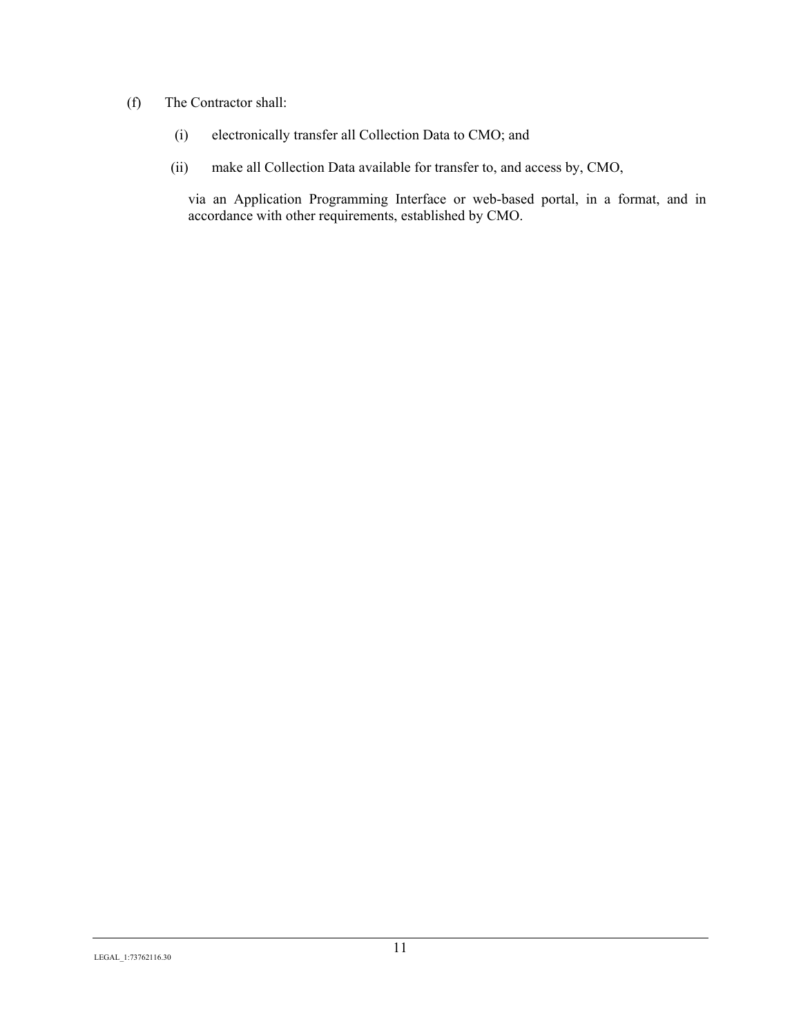(f) The Contractor shall:

   (i) electronically transfer all Collection Data to CMO; and

   (ii) make all Collection Data available for transfer to, and access by, CMO,

   via an Application Programming Interface or web-based portal, in a format, and in accordance with other requirements, established by CMO.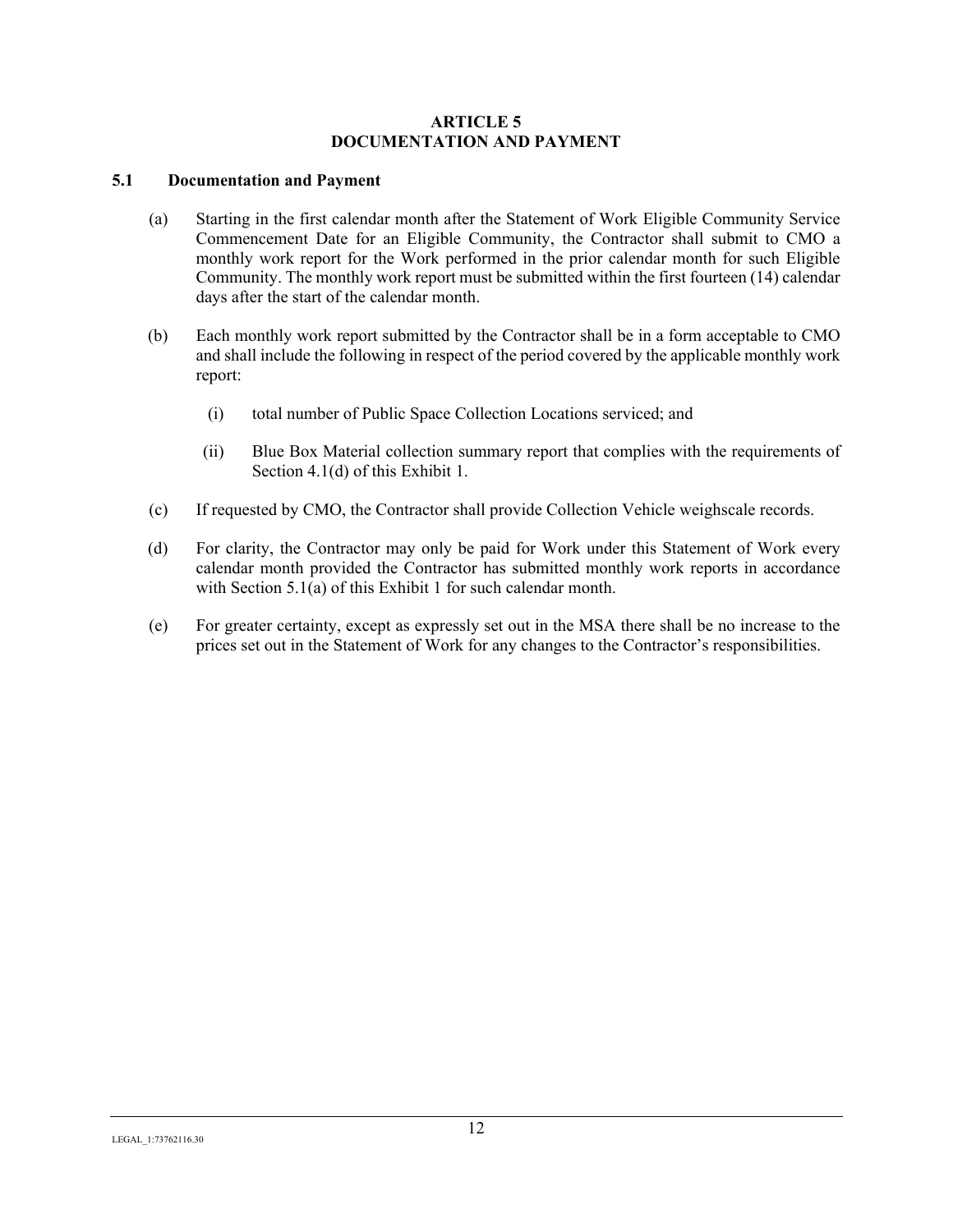# ARTICLE 5
# DOCUMENTATION AND PAYMENT

## 5.1 Documentation and Payment

(a) Starting in the first calendar month after the Statement of Work Eligible Community Service Commencement Date for an Eligible Community, the Contractor shall submit to CMO a monthly work report for the Work performed in the prior calendar month for such Eligible Community. The monthly work report must be submitted within the first fourteen (14) calendar days after the start of the calendar month.

(b) Each monthly work report submitted by the Contractor shall be in a form acceptable to CMO and shall include the following in respect of the period covered by the applicable monthly work report:

(i) total number of Public Space Collection Locations serviced; and

(ii) Blue Box Material collection summary report that complies with the requirements of Section 4.1(d) of this Exhibit 1.

(c) If requested by CMO, the Contractor shall provide Collection Vehicle weighscale records.

(d) For clarity, the Contractor may only be paid for Work under this Statement of Work every calendar month provided the Contractor has submitted monthly work reports in accordance with Section 5.1(a) of this Exhibit 1 for such calendar month.

(e) For greater certainty, except as expressly set out in the MSA there shall be no increase to the prices set out in the Statement of Work for any changes to the Contractor's responsibilities.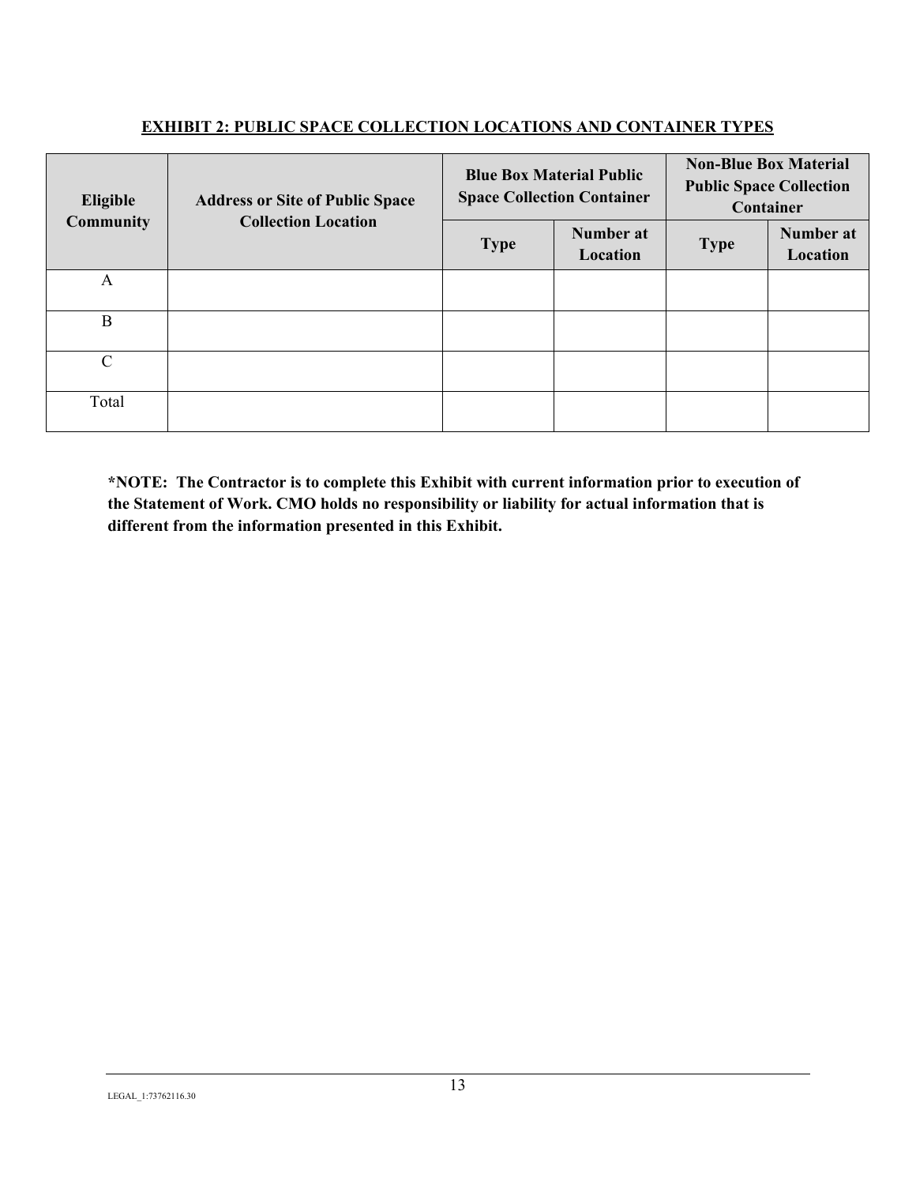## EXHIBIT 2: PUBLIC SPACE COLLECTION LOCATIONS AND CONTAINER TYPES

| Eligible Community | Address or Site of Public Space Collection Location | Blue Box Material Public Space Collection Container | | Non-Blue Box Material Public Space Collection Container | |
|---|---|---|---|---|---|
| | | Type | Number at Location | Type | Number at Location |
| A | | | | | |
| B | | | | | |
| C | | | | | |
| Total | | | | | |

**\*NOTE: The Contractor is to complete this Exhibit with current information prior to execution of the Statement of Work. CMO holds no responsibility or liability for actual information that is different from the information presented in this Exhibit.**

LEGAL_1:73762116.30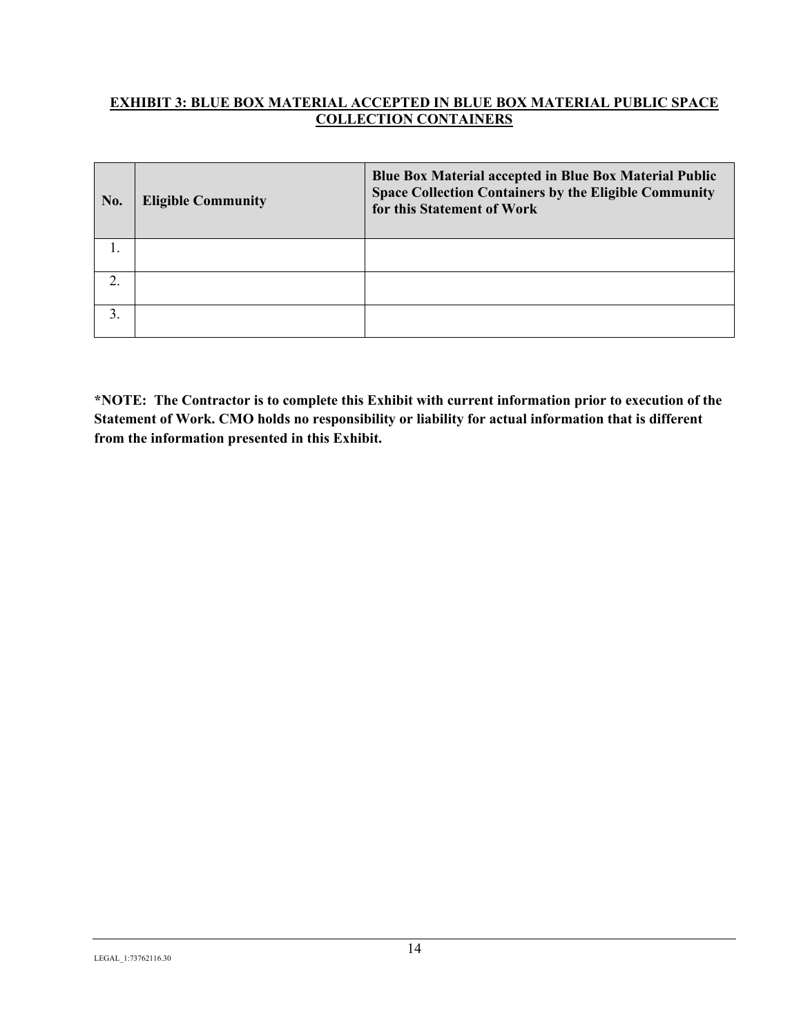**EXHIBIT 3: BLUE BOX MATERIAL ACCEPTED IN BLUE BOX MATERIAL PUBLIC SPACE COLLECTION CONTAINERS**

| No. | Eligible Community | Blue Box Material accepted in Blue Box Material Public Space Collection Containers by the Eligible Community for this Statement of Work |
|---|---|---|
| 1. | | |
| 2. | | |
| 3. | | |

***NOTE: The Contractor is to complete this Exhibit with current information prior to execution of the Statement of Work. CMO holds no responsibility or liability for actual information that is different from the information presented in this Exhibit.**

LEGAL_1:73762116.30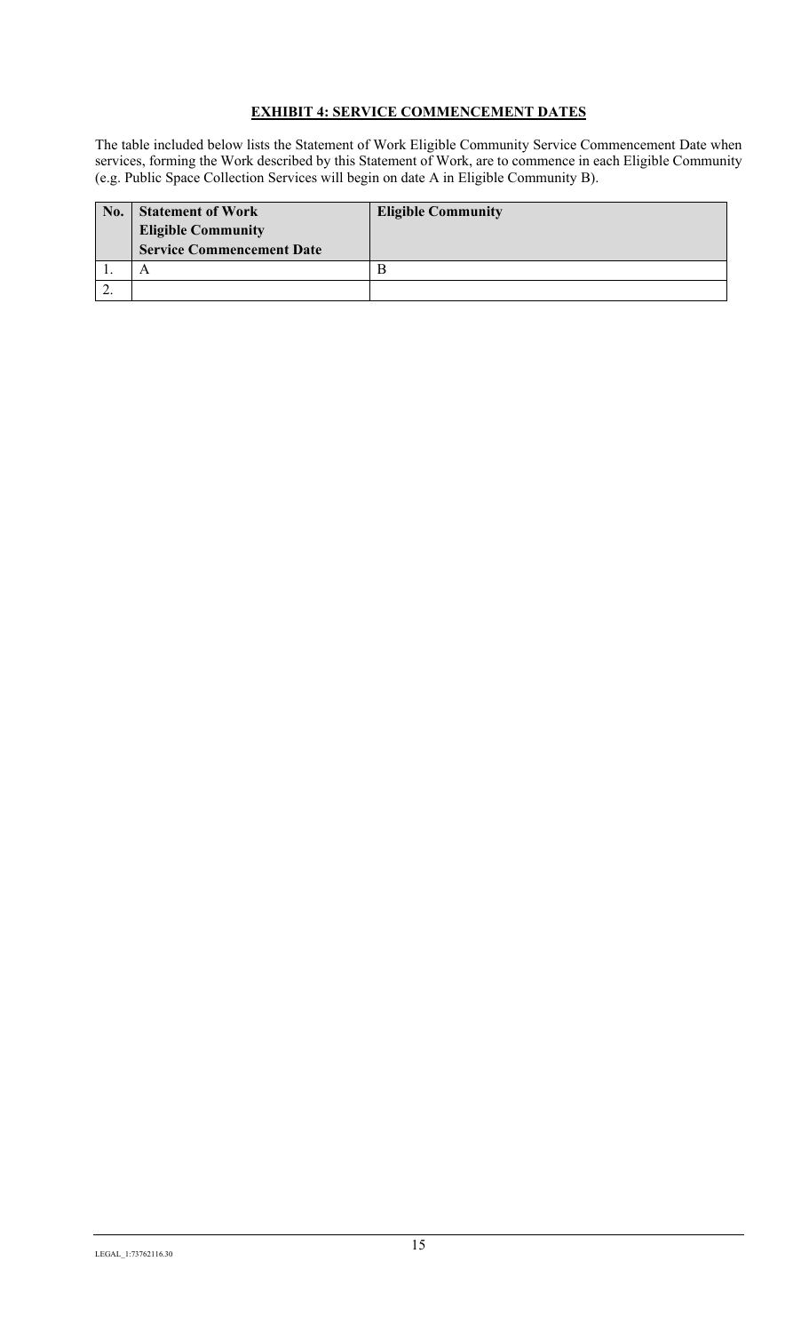## EXHIBIT 4: SERVICE COMMENCEMENT DATES

The table included below lists the Statement of Work Eligible Community Service Commencement Date when services, forming the Work described by this Statement of Work, are to commence in each Eligible Community (e.g. Public Space Collection Services will begin on date A in Eligible Community B).

| No. | Statement of Work Eligible Community Service Commencement Date | Eligible Community |
|---|---|---|
| 1. | A | B |
| 2. | | |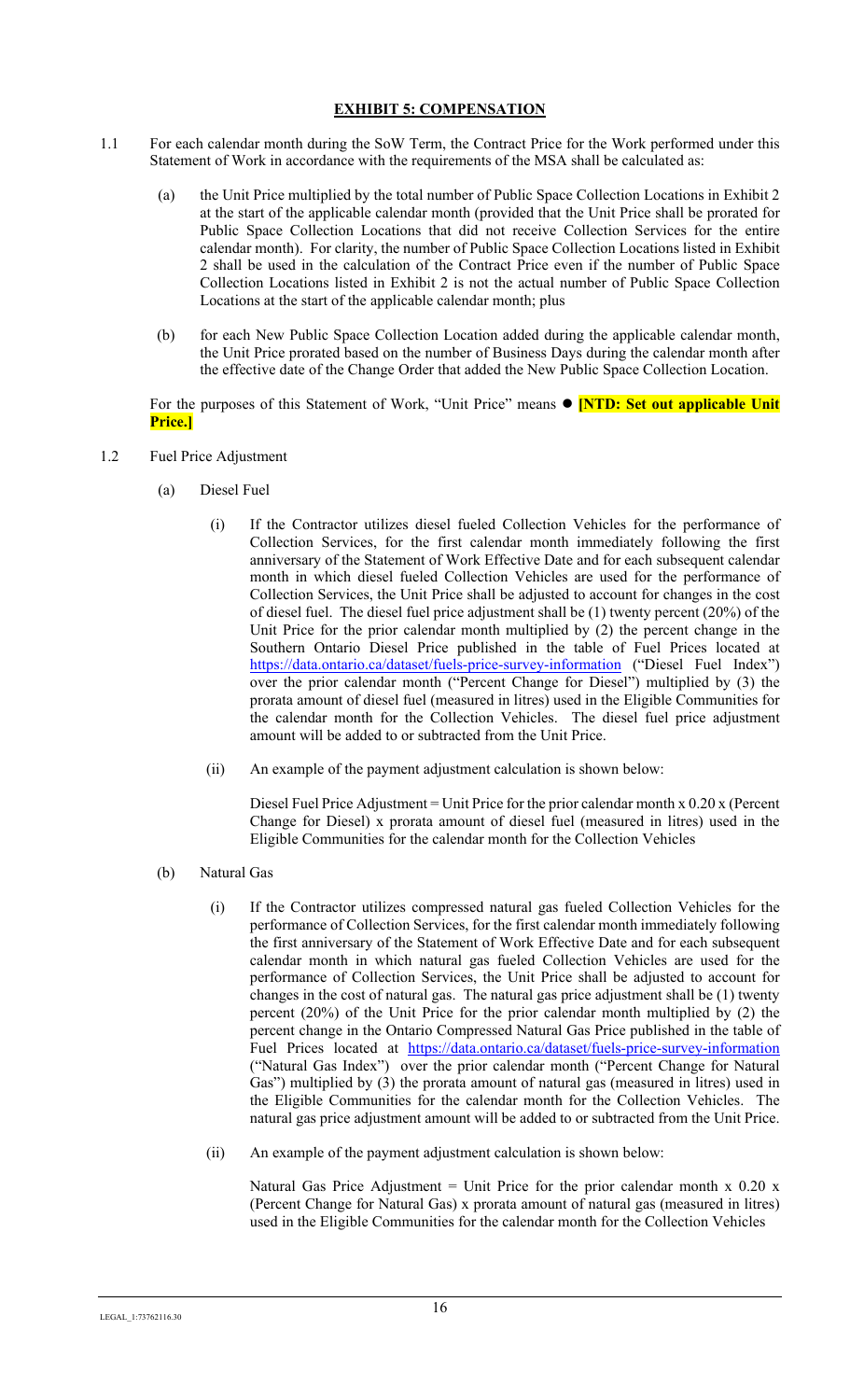## EXHIBIT 5: COMPENSATION

1.1 For each calendar month during the SoW Term, the Contract Price for the Work performed under this Statement of Work in accordance with the requirements of the MSA shall be calculated as:

   (a) the Unit Price multiplied by the total number of Public Space Collection Locations in Exhibit 2 at the start of the applicable calendar month (provided that the Unit Price shall be prorated for Public Space Collection Locations that did not receive Collection Services for the entire calendar month). For clarity, the number of Public Space Collection Locations listed in Exhibit 2 shall be used in the calculation of the Contract Price even if the number of Public Space Collection Locations listed in Exhibit 2 is not the actual number of Public Space Collection Locations at the start of the applicable calendar month; plus

   (b) for each New Public Space Collection Location added during the applicable calendar month, the Unit Price prorated based on the number of Business Days during the calendar month after the effective date of the Change Order that added the New Public Space Collection Location.

For the purposes of this Statement of Work, "Unit Price" means ● **[NTD: Set out applicable Unit Price.]**

1.2 Fuel Price Adjustment

   (a) Diesel Fuel

      (i) If the Contractor utilizes diesel fueled Collection Vehicles for the performance of Collection Services, for the first calendar month immediately following the first anniversary of the Statement of Work Effective Date and for each subsequent calendar month in which diesel fueled Collection Vehicles are used for the performance of Collection Services, the Unit Price shall be adjusted to account for changes in the cost of diesel fuel. The diesel fuel price adjustment shall be (1) twenty percent (20%) of the Unit Price for the prior calendar month multiplied by (2) the percent change in the Southern Ontario Diesel Price published in the table of Fuel Prices located at https://data.ontario.ca/dataset/fuels-price-survey-information ("Diesel Fuel Index") over the prior calendar month ("Percent Change for Diesel") multiplied by (3) the prorata amount of diesel fuel (measured in litres) used in the Eligible Communities for the calendar month for the Collection Vehicles. The diesel fuel price adjustment amount will be added to or subtracted from the Unit Price.

      (ii) An example of the payment adjustment calculation is shown below:

      Diesel Fuel Price Adjustment = Unit Price for the prior calendar month x 0.20 x (Percent Change for Diesel) x prorata amount of diesel fuel (measured in litres) used in the Eligible Communities for the calendar month for the Collection Vehicles

   (b) Natural Gas

      (i) If the Contractor utilizes compressed natural gas fueled Collection Vehicles for the performance of Collection Services, for the first calendar month immediately following the first anniversary of the Statement of Work Effective Date and for each subsequent calendar month in which natural gas fueled Collection Vehicles are used for the performance of Collection Services, the Unit Price shall be adjusted to account for changes in the cost of natural gas. The natural gas price adjustment shall be (1) twenty percent (20%) of the Unit Price for the prior calendar month multiplied by (2) the percent change in the Ontario Compressed Natural Gas Price published in the table of Fuel Prices located at https://data.ontario.ca/dataset/fuels-price-survey-information ("Natural Gas Index") over the prior calendar month ("Percent Change for Natural Gas") multiplied by (3) the prorata amount of natural gas (measured in litres) used in the Eligible Communities for the calendar month for the Collection Vehicles. The natural gas price adjustment amount will be added to or subtracted from the Unit Price.

      (ii) An example of the payment adjustment calculation is shown below:

      Natural Gas Price Adjustment = Unit Price for the prior calendar month x 0.20 x (Percent Change for Natural Gas) x prorata amount of natural gas (measured in litres) used in the Eligible Communities for the calendar month for the Collection Vehicles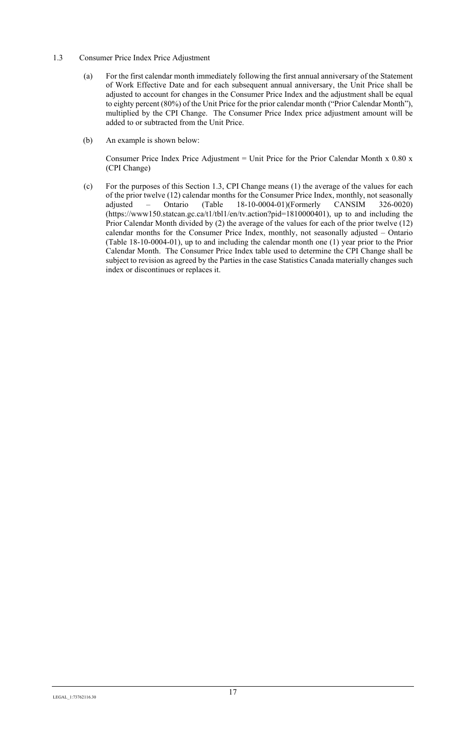1.3 Consumer Price Index Price Adjustment

(a) For the first calendar month immediately following the first annual anniversary of the Statement of Work Effective Date and for each subsequent annual anniversary, the Unit Price shall be adjusted to account for changes in the Consumer Price Index and the adjustment shall be equal to eighty percent (80%) of the Unit Price for the prior calendar month ("Prior Calendar Month"), multiplied by the CPI Change. The Consumer Price Index price adjustment amount will be added to or subtracted from the Unit Price.

(b) An example is shown below:

Consumer Price Index Price Adjustment = Unit Price for the Prior Calendar Month x 0.80 x (CPI Change)

(c) For the purposes of this Section 1.3, CPI Change means (1) the average of the values for each of the prior twelve (12) calendar months for the Consumer Price Index, monthly, not seasonally adjusted – Ontario (Table 18-10-0004-01)(Formerly CANSIM 326-0020) (https://www150.statcan.gc.ca/t1/tbl1/en/tv.action?pid=1810000401), up to and including the Prior Calendar Month divided by (2) the average of the values for each of the prior twelve (12) calendar months for the Consumer Price Index, monthly, not seasonally adjusted – Ontario (Table 18-10-0004-01), up to and including the calendar month one (1) year prior to the Prior Calendar Month. The Consumer Price Index table used to determine the CPI Change shall be subject to revision as agreed by the Parties in the case Statistics Canada materially changes such index or discontinues or replaces it.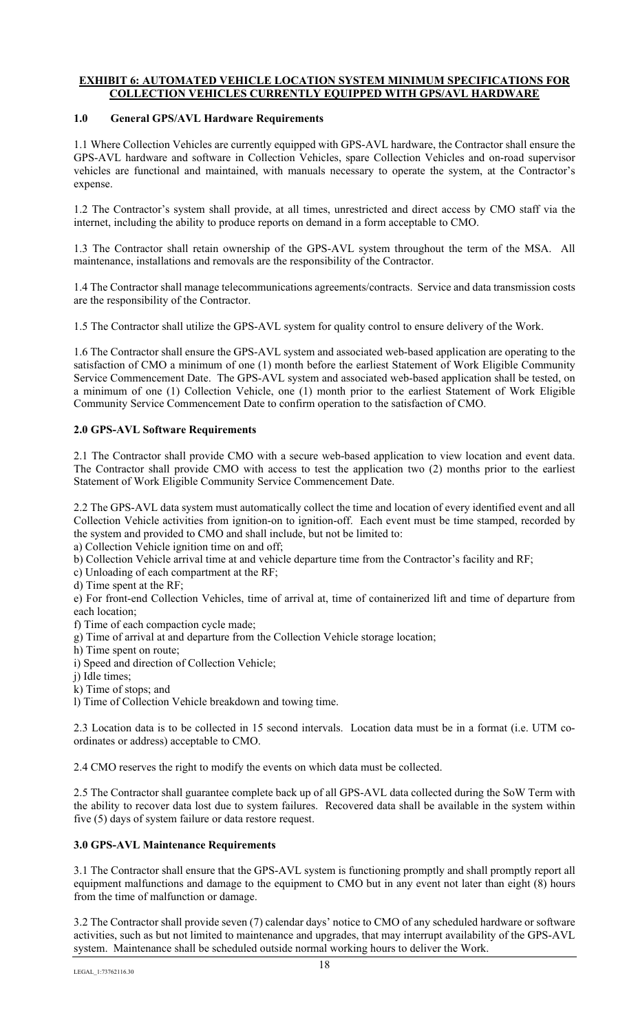## EXHIBIT 6: AUTOMATED VEHICLE LOCATION SYSTEM MINIMUM SPECIFICATIONS FOR COLLECTION VEHICLES CURRENTLY EQUIPPED WITH GPS/AVL HARDWARE

### 1.0 General GPS/AVL Hardware Requirements

1.1 Where Collection Vehicles are currently equipped with GPS-AVL hardware, the Contractor shall ensure the GPS-AVL hardware and software in Collection Vehicles, spare Collection Vehicles and on-road supervisor vehicles are functional and maintained, with manuals necessary to operate the system, at the Contractor's expense.

1.2 The Contractor's system shall provide, at all times, unrestricted and direct access by CMO staff via the internet, including the ability to produce reports on demand in a form acceptable to CMO.

1.3 The Contractor shall retain ownership of the GPS-AVL system throughout the term of the MSA. All maintenance, installations and removals are the responsibility of the Contractor.

1.4 The Contractor shall manage telecommunications agreements/contracts. Service and data transmission costs are the responsibility of the Contractor.

1.5 The Contractor shall utilize the GPS-AVL system for quality control to ensure delivery of the Work.

1.6 The Contractor shall ensure the GPS-AVL system and associated web-based application are operating to the satisfaction of CMO a minimum of one (1) month before the earliest Statement of Work Eligible Community Service Commencement Date. The GPS-AVL system and associated web-based application shall be tested, on a minimum of one (1) Collection Vehicle, one (1) month prior to the earliest Statement of Work Eligible Community Service Commencement Date to confirm operation to the satisfaction of CMO.

### 2.0 GPS-AVL Software Requirements

2.1 The Contractor shall provide CMO with a secure web-based application to view location and event data. The Contractor shall provide CMO with access to test the application two (2) months prior to the earliest Statement of Work Eligible Community Service Commencement Date.

2.2 The GPS-AVL data system must automatically collect the time and location of every identified event and all Collection Vehicle activities from ignition-on to ignition-off. Each event must be time stamped, recorded by the system and provided to CMO and shall include, but not be limited to:

a) Collection Vehicle ignition time on and off;
b) Collection Vehicle arrival time at and vehicle departure time from the Contractor's facility and RF;
c) Unloading of each compartment at the RF;
d) Time spent at the RF;
e) For front-end Collection Vehicles, time of arrival at, time of containerized lift and time of departure from each location;
f) Time of each compaction cycle made;
g) Time of arrival at and departure from the Collection Vehicle storage location;
h) Time spent on route;
i) Speed and direction of Collection Vehicle;
j) Idle times;
k) Time of stops; and
l) Time of Collection Vehicle breakdown and towing time.

2.3 Location data is to be collected in 15 second intervals. Location data must be in a format (i.e. UTM co-ordinates or address) acceptable to CMO.

2.4 CMO reserves the right to modify the events on which data must be collected.

2.5 The Contractor shall guarantee complete back up of all GPS-AVL data collected during the SoW Term with the ability to recover data lost due to system failures. Recovered data shall be available in the system within five (5) days of system failure or data restore request.

### 3.0 GPS-AVL Maintenance Requirements

3.1 The Contractor shall ensure that the GPS-AVL system is functioning promptly and shall promptly report all equipment malfunctions and damage to the equipment to CMO but in any event not later than eight (8) hours from the time of malfunction or damage.

3.2 The Contractor shall provide seven (7) calendar days' notice to CMO of any scheduled hardware or software activities, such as but not limited to maintenance and upgrades, that may interrupt availability of the GPS-AVL system. Maintenance shall be scheduled outside normal working hours to deliver the Work.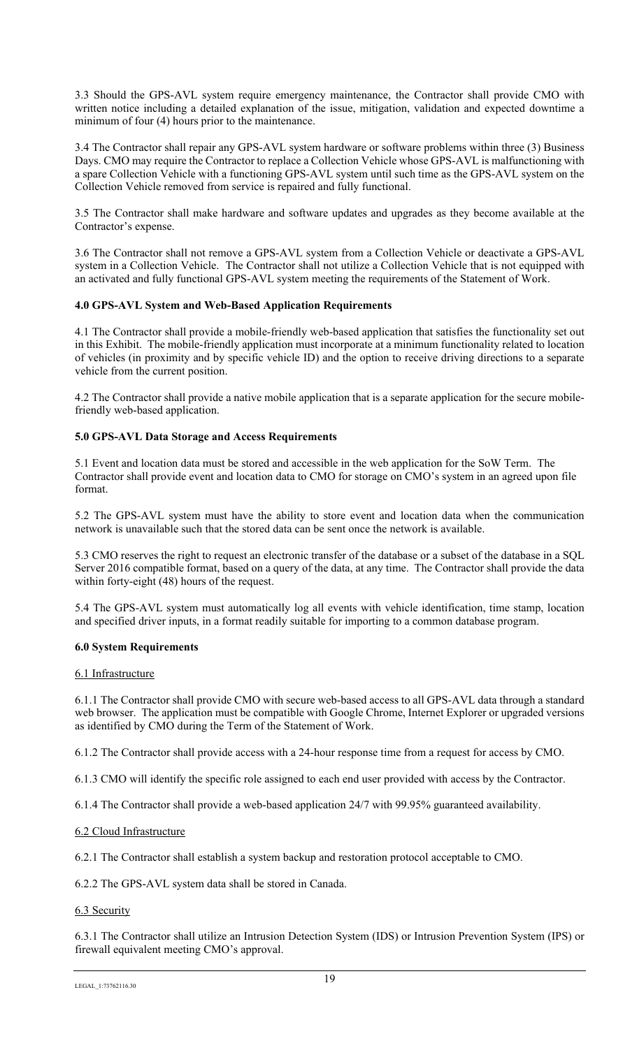3.3 Should the GPS-AVL system require emergency maintenance, the Contractor shall provide CMO with written notice including a detailed explanation of the issue, mitigation, validation and expected downtime a minimum of four (4) hours prior to the maintenance.

3.4 The Contractor shall repair any GPS-AVL system hardware or software problems within three (3) Business Days. CMO may require the Contractor to replace a Collection Vehicle whose GPS-AVL is malfunctioning with a spare Collection Vehicle with a functioning GPS-AVL system until such time as the GPS-AVL system on the Collection Vehicle removed from service is repaired and fully functional.

3.5 The Contractor shall make hardware and software updates and upgrades as they become available at the Contractor's expense.

3.6 The Contractor shall not remove a GPS-AVL system from a Collection Vehicle or deactivate a GPS-AVL system in a Collection Vehicle. The Contractor shall not utilize a Collection Vehicle that is not equipped with an activated and fully functional GPS-AVL system meeting the requirements of the Statement of Work.

**4.0 GPS-AVL System and Web-Based Application Requirements**

4.1 The Contractor shall provide a mobile-friendly web-based application that satisfies the functionality set out in this Exhibit. The mobile-friendly application must incorporate at a minimum functionality related to location of vehicles (in proximity and by specific vehicle ID) and the option to receive driving directions to a separate vehicle from the current position.

4.2 The Contractor shall provide a native mobile application that is a separate application for the secure mobile-friendly web-based application.

**5.0 GPS-AVL Data Storage and Access Requirements**

5.1 Event and location data must be stored and accessible in the web application for the SoW Term. The Contractor shall provide event and location data to CMO for storage on CMO's system in an agreed upon file format.

5.2 The GPS-AVL system must have the ability to store event and location data when the communication network is unavailable such that the stored data can be sent once the network is available.

5.3 CMO reserves the right to request an electronic transfer of the database or a subset of the database in a SQL Server 2016 compatible format, based on a query of the data, at any time. The Contractor shall provide the data within forty-eight (48) hours of the request.

5.4 The GPS-AVL system must automatically log all events with vehicle identification, time stamp, location and specified driver inputs, in a format readily suitable for importing to a common database program.

**6.0 System Requirements**

6.1 Infrastructure

6.1.1 The Contractor shall provide CMO with secure web-based access to all GPS-AVL data through a standard web browser. The application must be compatible with Google Chrome, Internet Explorer or upgraded versions as identified by CMO during the Term of the Statement of Work.

6.1.2 The Contractor shall provide access with a 24-hour response time from a request for access by CMO.

6.1.3 CMO will identify the specific role assigned to each end user provided with access by the Contractor.

6.1.4 The Contractor shall provide a web-based application 24/7 with 99.95% guaranteed availability.

6.2 Cloud Infrastructure

6.2.1 The Contractor shall establish a system backup and restoration protocol acceptable to CMO.

6.2.2 The GPS-AVL system data shall be stored in Canada.

6.3 Security

6.3.1 The Contractor shall utilize an Intrusion Detection System (IDS) or Intrusion Prevention System (IPS) or firewall equivalent meeting CMO's approval.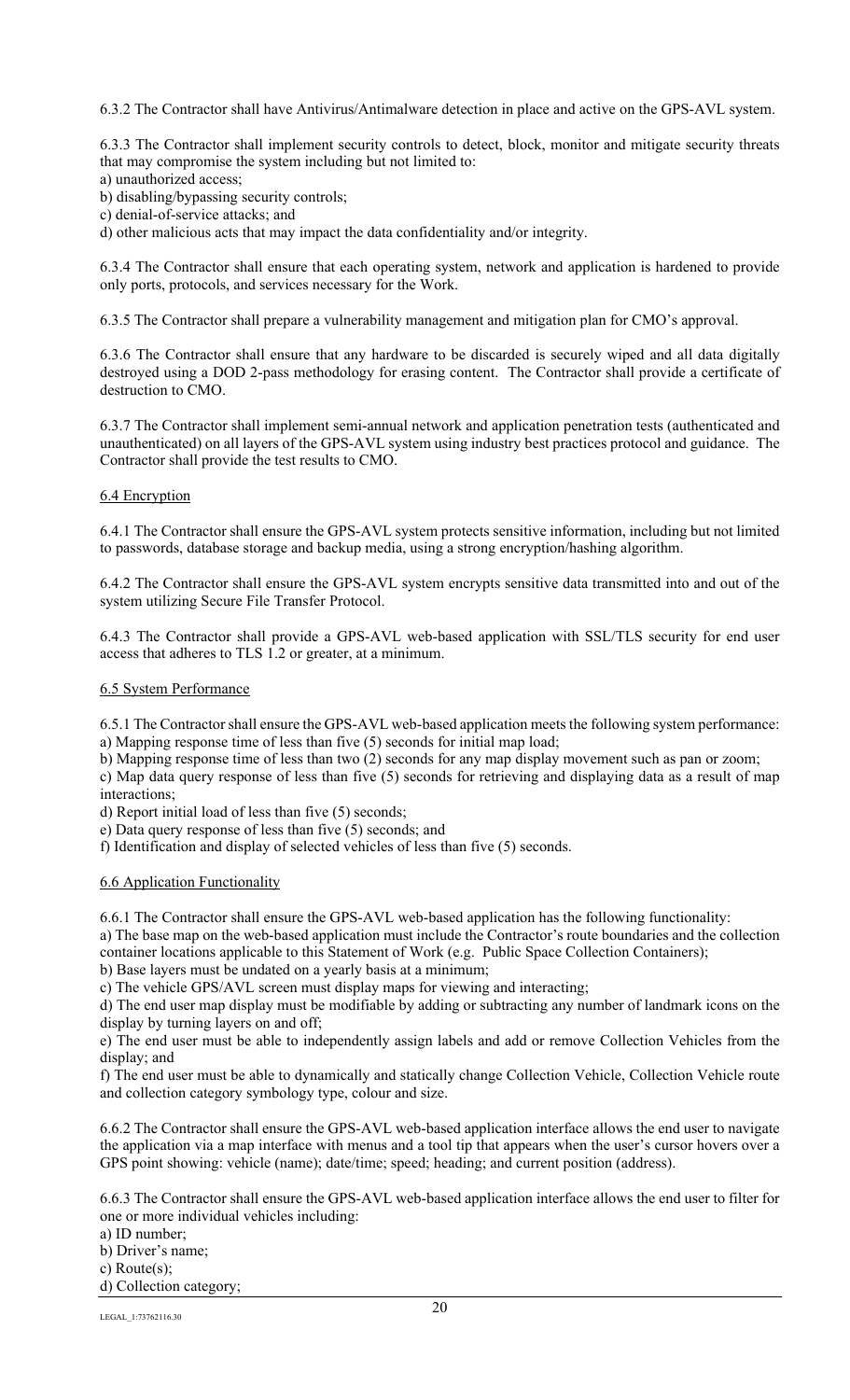6.3.2 The Contractor shall have Antivirus/Antimalware detection in place and active on the GPS-AVL system.

6.3.3 The Contractor shall implement security controls to detect, block, monitor and mitigate security threats that may compromise the system including but not limited to:
a) unauthorized access;
b) disabling/bypassing security controls;
c) denial-of-service attacks; and
d) other malicious acts that may impact the data confidentiality and/or integrity.

6.3.4 The Contractor shall ensure that each operating system, network and application is hardened to provide only ports, protocols, and services necessary for the Work.

6.3.5 The Contractor shall prepare a vulnerability management and mitigation plan for CMO's approval.

6.3.6 The Contractor shall ensure that any hardware to be discarded is securely wiped and all data digitally destroyed using a DOD 2-pass methodology for erasing content. The Contractor shall provide a certificate of destruction to CMO.

6.3.7 The Contractor shall implement semi-annual network and application penetration tests (authenticated and unauthenticated) on all layers of the GPS-AVL system using industry best practices protocol and guidance. The Contractor shall provide the test results to CMO.

6.4 Encryption

6.4.1 The Contractor shall ensure the GPS-AVL system protects sensitive information, including but not limited to passwords, database storage and backup media, using a strong encryption/hashing algorithm.

6.4.2 The Contractor shall ensure the GPS-AVL system encrypts sensitive data transmitted into and out of the system utilizing Secure File Transfer Protocol.

6.4.3 The Contractor shall provide a GPS-AVL web-based application with SSL/TLS security for end user access that adheres to TLS 1.2 or greater, at a minimum.

6.5 System Performance

6.5.1 The Contractor shall ensure the GPS-AVL web-based application meets the following system performance:
a) Mapping response time of less than five (5) seconds for initial map load;
b) Mapping response time of less than two (2) seconds for any map display movement such as pan or zoom;
c) Map data query response of less than five (5) seconds for retrieving and displaying data as a result of map interactions;
d) Report initial load of less than five (5) seconds;
e) Data query response of less than five (5) seconds; and
f) Identification and display of selected vehicles of less than five (5) seconds.

6.6 Application Functionality

6.6.1 The Contractor shall ensure the GPS-AVL web-based application has the following functionality:
a) The base map on the web-based application must include the Contractor's route boundaries and the collection container locations applicable to this Statement of Work (e.g. Public Space Collection Containers);
b) Base layers must be undated on a yearly basis at a minimum;
c) The vehicle GPS/AVL screen must display maps for viewing and interacting;
d) The end user map display must be modifiable by adding or subtracting any number of landmark icons on the display by turning layers on and off;
e) The end user must be able to independently assign labels and add or remove Collection Vehicles from the display; and
f) The end user must be able to dynamically and statically change Collection Vehicle, Collection Vehicle route and collection category symbology type, colour and size.

6.6.2 The Contractor shall ensure the GPS-AVL web-based application interface allows the end user to navigate the application via a map interface with menus and a tool tip that appears when the user's cursor hovers over a GPS point showing: vehicle (name); date/time; speed; heading; and current position (address).

6.6.3 The Contractor shall ensure the GPS-AVL web-based application interface allows the end user to filter for one or more individual vehicles including:
a) ID number;
b) Driver's name;
c) Route(s);
d) Collection category;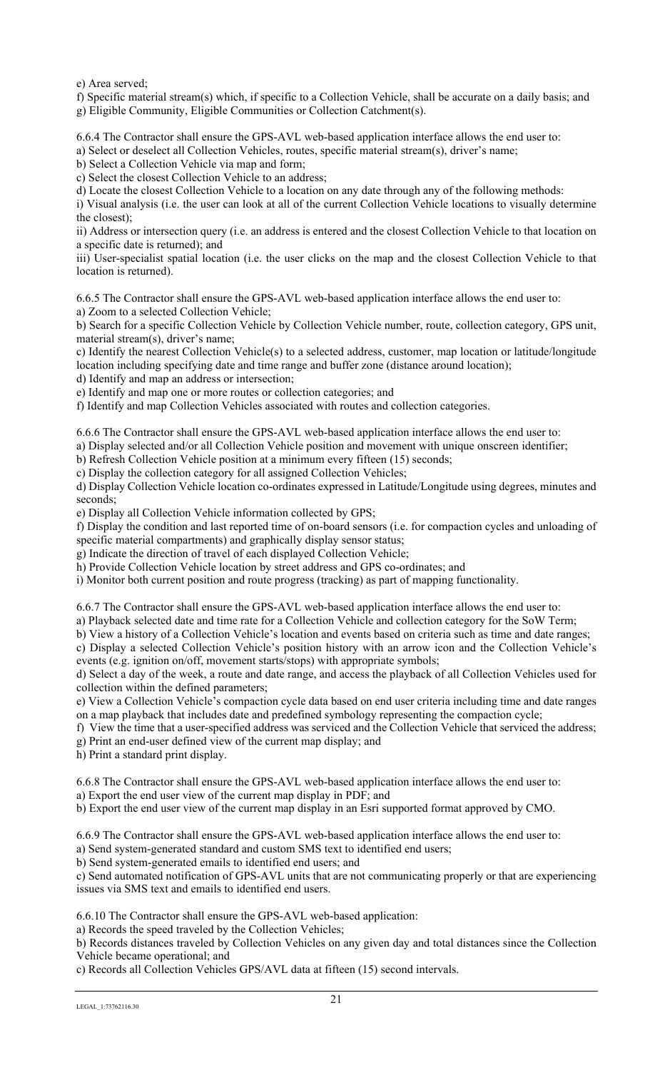e) Area served;

f) Specific material stream(s) which, if specific to a Collection Vehicle, shall be accurate on a daily basis; and

g) Eligible Community, Eligible Communities or Collection Catchment(s).

6.6.4 The Contractor shall ensure the GPS-AVL web-based application interface allows the end user to:

a) Select or deselect all Collection Vehicles, routes, specific material stream(s), driver's name;

b) Select a Collection Vehicle via map and form;

c) Select the closest Collection Vehicle to an address;

d) Locate the closest Collection Vehicle to a location on any date through any of the following methods:

i) Visual analysis (i.e. the user can look at all of the current Collection Vehicle locations to visually determine the closest);

ii) Address or intersection query (i.e. an address is entered and the closest Collection Vehicle to that location on a specific date is returned); and

iii) User-specialist spatial location (i.e. the user clicks on the map and the closest Collection Vehicle to that location is returned).

6.6.5 The Contractor shall ensure the GPS-AVL web-based application interface allows the end user to:

a) Zoom to a selected Collection Vehicle;

b) Search for a specific Collection Vehicle by Collection Vehicle number, route, collection category, GPS unit, material stream(s), driver's name;

c) Identify the nearest Collection Vehicle(s) to a selected address, customer, map location or latitude/longitude location including specifying date and time range and buffer zone (distance around location);

d) Identify and map an address or intersection;

e) Identify and map one or more routes or collection categories; and

f) Identify and map Collection Vehicles associated with routes and collection categories.

6.6.6 The Contractor shall ensure the GPS-AVL web-based application interface allows the end user to:

a) Display selected and/or all Collection Vehicle position and movement with unique onscreen identifier;

b) Refresh Collection Vehicle position at a minimum every fifteen (15) seconds;

c) Display the collection category for all assigned Collection Vehicles;

d) Display Collection Vehicle location co-ordinates expressed in Latitude/Longitude using degrees, minutes and seconds;

e) Display all Collection Vehicle information collected by GPS;

f) Display the condition and last reported time of on-board sensors (i.e. for compaction cycles and unloading of specific material compartments) and graphically display sensor status;

g) Indicate the direction of travel of each displayed Collection Vehicle;

h) Provide Collection Vehicle location by street address and GPS co-ordinates; and

i) Monitor both current position and route progress (tracking) as part of mapping functionality.

6.6.7 The Contractor shall ensure the GPS-AVL web-based application interface allows the end user to:

a) Playback selected date and time rate for a Collection Vehicle and collection category for the SoW Term;

b) View a history of a Collection Vehicle's location and events based on criteria such as time and date ranges;

c) Display a selected Collection Vehicle's position history with an arrow icon and the Collection Vehicle's events (e.g. ignition on/off, movement starts/stops) with appropriate symbols;

d) Select a day of the week, a route and date range, and access the playback of all Collection Vehicles used for collection within the defined parameters;

e) View a Collection Vehicle's compaction cycle data based on end user criteria including time and date ranges on a map playback that includes date and predefined symbology representing the compaction cycle;

f) View the time that a user-specified address was serviced and the Collection Vehicle that serviced the address;

g) Print an end-user defined view of the current map display; and

h) Print a standard print display.

6.6.8 The Contractor shall ensure the GPS-AVL web-based application interface allows the end user to:

a) Export the end user view of the current map display in PDF; and

b) Export the end user view of the current map display in an Esri supported format approved by CMO.

6.6.9 The Contractor shall ensure the GPS-AVL web-based application interface allows the end user to:

a) Send system-generated standard and custom SMS text to identified end users;

b) Send system-generated emails to identified end users; and

c) Send automated notification of GPS-AVL units that are not communicating properly or that are experiencing issues via SMS text and emails to identified end users.

6.6.10 The Contractor shall ensure the GPS-AVL web-based application:

a) Records the speed traveled by the Collection Vehicles;

b) Records distances traveled by Collection Vehicles on any given day and total distances since the Collection Vehicle became operational; and

c) Records all Collection Vehicles GPS/AVL data at fifteen (15) second intervals.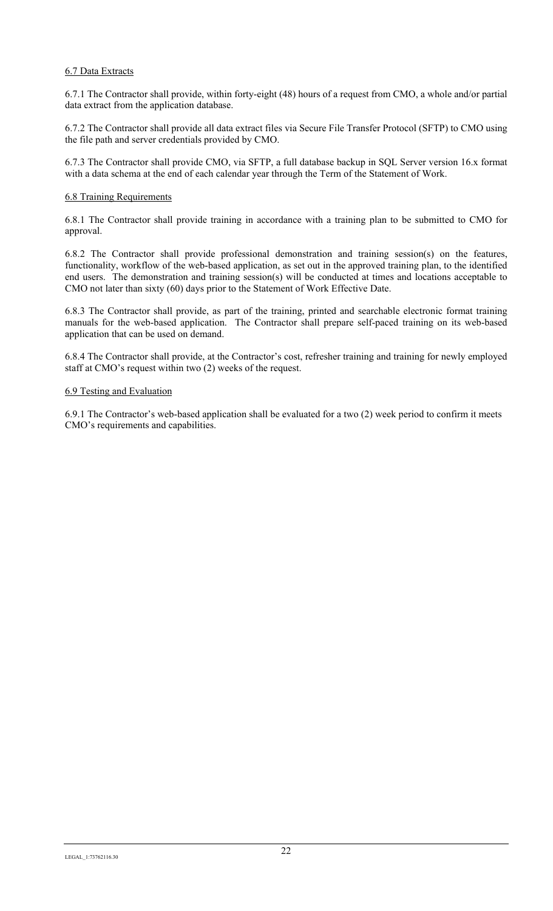6.7 Data Extracts

6.7.1 The Contractor shall provide, within forty-eight (48) hours of a request from CMO, a whole and/or partial data extract from the application database.

6.7.2 The Contractor shall provide all data extract files via Secure File Transfer Protocol (SFTP) to CMO using the file path and server credentials provided by CMO.

6.7.3 The Contractor shall provide CMO, via SFTP, a full database backup in SQL Server version 16.x format with a data schema at the end of each calendar year through the Term of the Statement of Work.

6.8 Training Requirements

6.8.1 The Contractor shall provide training in accordance with a training plan to be submitted to CMO for approval.

6.8.2 The Contractor shall provide professional demonstration and training session(s) on the features, functionality, workflow of the web-based application, as set out in the approved training plan, to the identified end users. The demonstration and training session(s) will be conducted at times and locations acceptable to CMO not later than sixty (60) days prior to the Statement of Work Effective Date.

6.8.3 The Contractor shall provide, as part of the training, printed and searchable electronic format training manuals for the web-based application. The Contractor shall prepare self-paced training on its web-based application that can be used on demand.

6.8.4 The Contractor shall provide, at the Contractor's cost, refresher training and training for newly employed staff at CMO's request within two (2) weeks of the request.

6.9 Testing and Evaluation

6.9.1 The Contractor's web-based application shall be evaluated for a two (2) week period to confirm it meets CMO's requirements and capabilities.